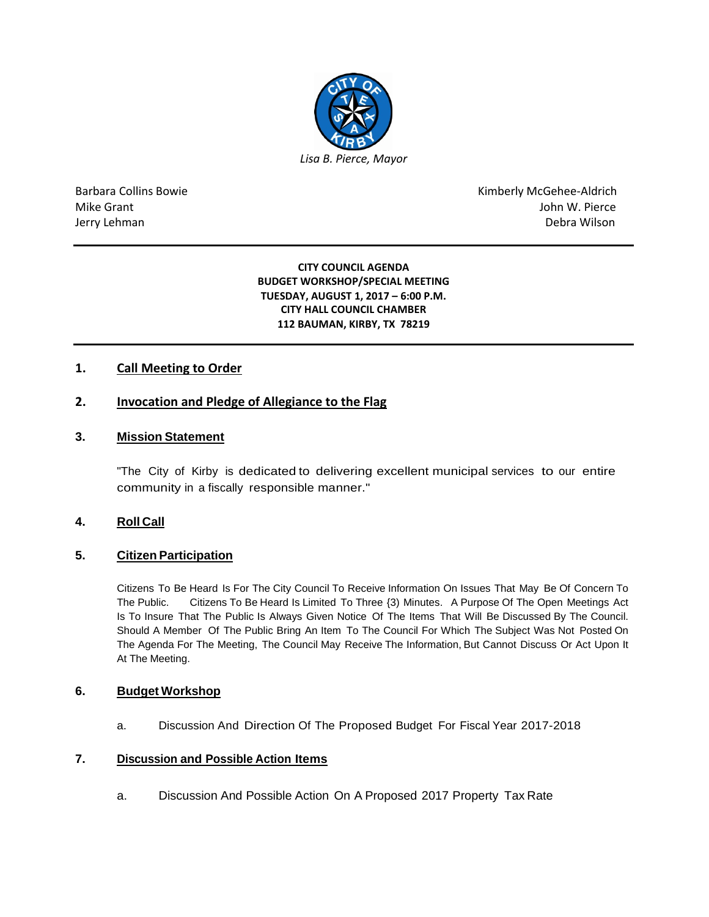*Lisa B. Pierce, Mayor*

Barbara Collins Bowie
Mike Grant
Jerry Lehman

Kimberly McGehee-Aldrich
John W. Pierce
Debra Wilson

**CITY COUNCIL AGENDA**
**BUDGET WORKSHOP/SPECIAL MEETING**
**TUESDAY, AUGUST 1, 2017 – 6:00 P.M.**
**CITY HALL COUNCIL CHAMBER**
**112 BAUMAN, KIRBY, TX 78219**

## 1. Call Meeting to Order

## 2. Invocation and Pledge of Allegiance to the Flag

## 3. Mission Statement

"The City of Kirby is dedicated to delivering excellent municipal services to our entire community in a fiscally responsible manner."

## 4. Roll Call

## 5. Citizen Participation

Citizens To Be Heard Is For The City Council To Receive Information On Issues That May Be Of Concern To The Public. Citizens To Be Heard Is Limited To Three {3) Minutes. A Purpose Of The Open Meetings Act Is To Insure That The Public Is Always Given Notice Of The Items That Will Be Discussed By The Council. Should A Member Of The Public Bring An Item To The Council For Which The Subject Was Not Posted On The Agenda For The Meeting, The Council May Receive The Information, But Cannot Discuss Or Act Upon It At The Meeting.

## 6. Budget Workshop

a. Discussion And Direction Of The Proposed Budget For Fiscal Year 2017-2018

## 7. Discussion and Possible Action Items

a. Discussion And Possible Action On A Proposed 2017 Property Tax Rate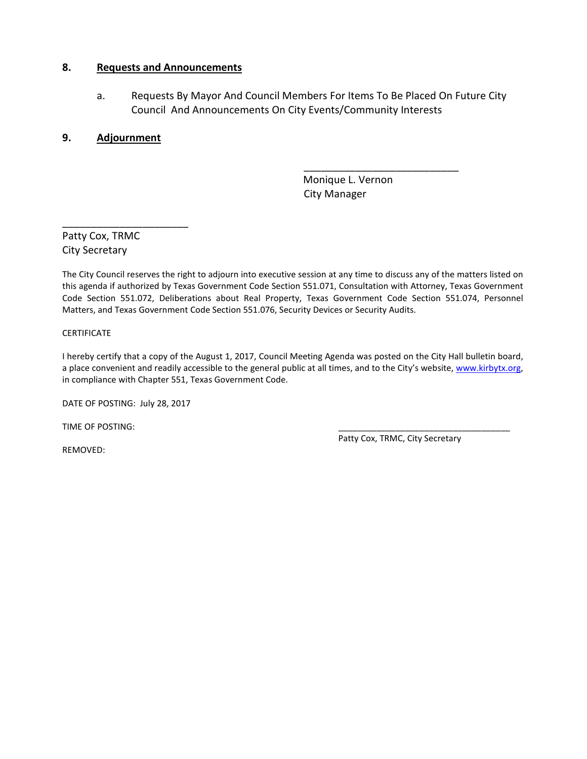## 8. Requests and Announcements

a. Requests By Mayor And Council Members For Items To Be Placed On Future City Council And Announcements On City Events/Community Interests

## 9. Adjournment

\_\_\_\_\_\_\_\_\_\_\_\_\_\_\_\_\_\_\_\_\_\_\_\_\_\_\_\_
Monique L. Vernon
City Manager

\_\_\_\_\_\_\_\_\_\_\_\_\_\_\_\_\_\_\_\_\_\_\_\_
Patty Cox, TRMC
City Secretary

The City Council reserves the right to adjourn into executive session at any time to discuss any of the matters listed on this agenda if authorized by Texas Government Code Section 551.071, Consultation with Attorney, Texas Government Code Section 551.072, Deliberations about Real Property, Texas Government Code Section 551.074, Personnel Matters, and Texas Government Code Section 551.076, Security Devices or Security Audits.

CERTIFICATE

I hereby certify that a copy of the August 1, 2017, Council Meeting Agenda was posted on the City Hall bulletin board, a place convenient and readily accessible to the general public at all times, and to the City's website, www.kirbytx.org, in compliance with Chapter 551, Texas Government Code.

DATE OF POSTING: July 28, 2017

TIME OF POSTING:

\_\_\_\_\_\_\_\_\_\_\_\_\_\_\_\_\_\_\_\_\_\_\_\_\_\_\_\_\_\_\_\_\_\_\_\_
Patty Cox, TRMC, City Secretary

REMOVED: